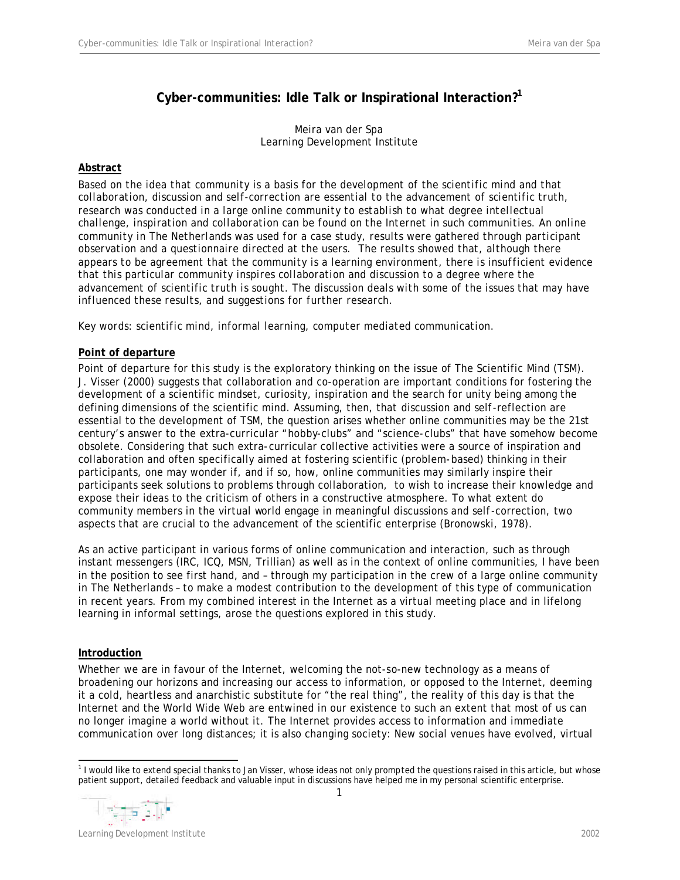# Cyber-communities: Idle Talk or Inspirational Interaction?[1]

Meira van der Spa
Learning Development Institute

## Abstract

*Based on the idea that community is a basis for the development of the scientific mind and that collaboration, discussion and self-correction are essential to the advancement of scientific truth, research was conducted in a large online community to establish to what degree intellectual challenge, inspiration and collaboration can be found on the Internet in such communities. An online community in The Netherlands was used for a case study, results were gathered through participant observation and a questionnaire directed at the users. The results showed that, although there appears to be agreement that the community is a learning environment, there is insufficient evidence that this particular community inspires collaboration and discussion to a degree where the advancement of scientific truth is sought. The discussion deals with some of the issues that may have influenced these results, and suggestions for further research.*

*Key words: scientific mind, informal learning, computer mediated communication.*

## Point of departure

Point of departure for this study is the exploratory thinking on the issue of The Scientific Mind (TSM). J. Visser (2000) suggests that collaboration and co-operation are important conditions for fostering the development of a scientific mindset, curiosity, inspiration and the search for unity being among the defining dimensions of the scientific mind. Assuming, then, that discussion and self-reflection are essential to the development of TSM, the question arises whether online communities may be the 21st century's answer to the extra-curricular "hobby-clubs" and "science-clubs" that have somehow become obsolete. Considering that such extra-curricular collective activities were a source of inspiration and collaboration and often specifically aimed at fostering scientific (problem-based) thinking in their participants, one may wonder if, and if so, how, online communities may similarly inspire their participants seek solutions to problems through collaboration, to wish to increase their knowledge and expose their ideas to the criticism of others in a constructive atmosphere. To what extent do community members in the virtual world engage in meaningful discussions and self-correction, two aspects that are crucial to the advancement of the scientific enterprise (Bronowski, 1978).

As an active participant in various forms of online communication and interaction, such as through instant messengers (IRC, ICQ, MSN, Trillian) as well as in the context of online communities, I have been in the position to see first hand, and – through my participation in the crew of a large online community in The Netherlands – to make a modest contribution to the development of this type of communication in recent years. From my combined interest in the Internet as a virtual meeting place and in lifelong learning in informal settings, arose the questions explored in this study.

## Introduction

Whether we are in favour of the Internet, welcoming the not-so-new technology as a means of broadening our horizons and increasing our access to information, or opposed to the Internet, deeming it a cold, heartless and anarchistic substitute for "the real thing", the reality of this day is that the Internet and the World Wide Web are entwined in our existence to such an extent that most of us can no longer imagine a world without it. The Internet provides access to information and immediate communication over long distances; it is also changing society: New social venues have evolved, virtual

[1] I would like to extend special thanks to Jan Visser, whose ideas not only prompted the questions raised in this article, but whose patient support, detailed feedback and valuable input in discussions have helped me in my personal scientific enterprise.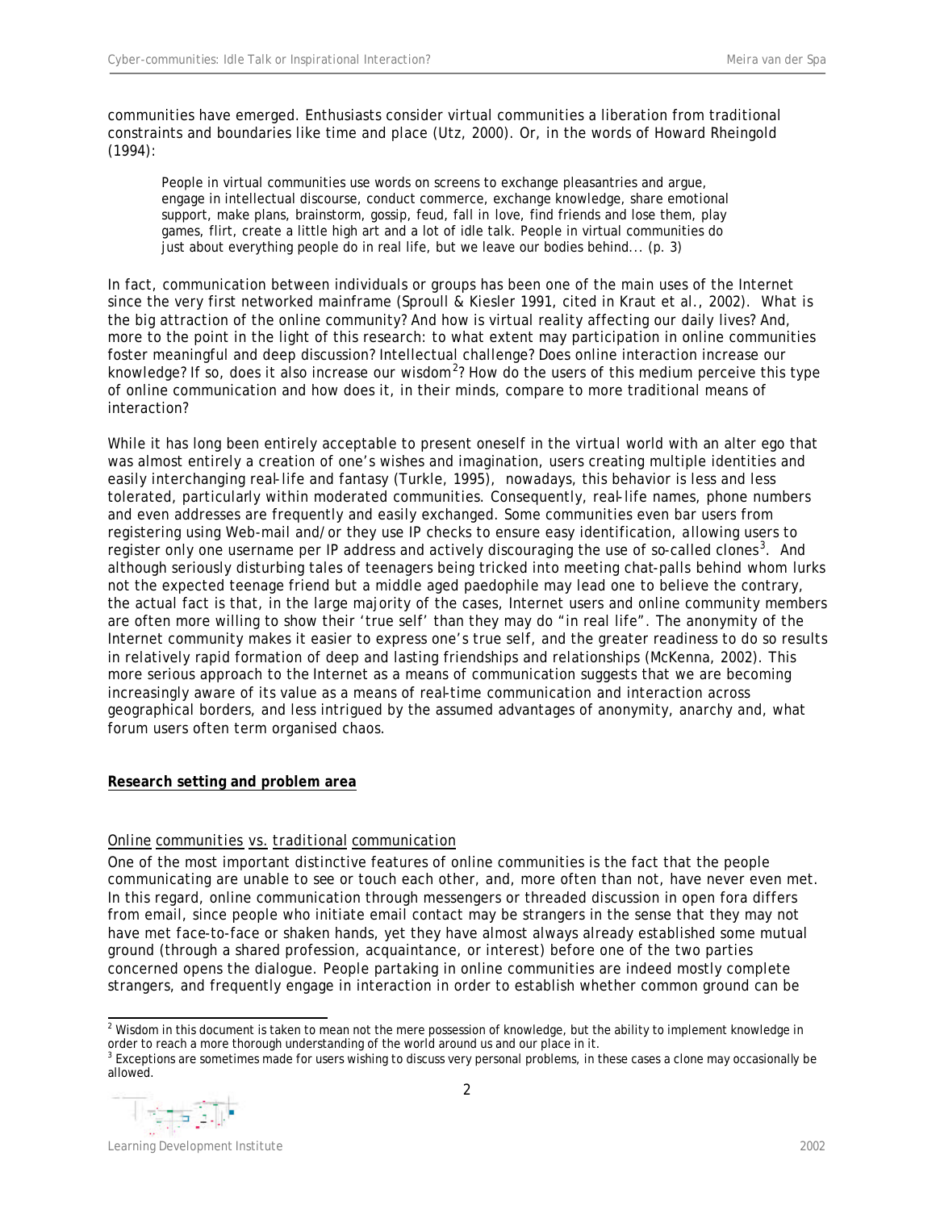communities have emerged. Enthusiasts consider virtual communities a liberation from traditional constraints and boundaries like time and place (Utz, 2000). Or, in the words of Howard Rheingold (1994):

> People in virtual communities use words on screens to exchange pleasantries and argue, engage in intellectual discourse, conduct commerce, exchange knowledge, share emotional support, make plans, brainstorm, gossip, feud, fall in love, find friends and lose them, play games, flirt, create a little high art and a lot of idle talk. People in virtual communities do just about everything people do in real life, but we leave our bodies behind... (p. 3)

In fact, communication between individuals or groups has been one of the main uses of the Internet since the very first networked mainframe (Sproull & Kiesler 1991, cited in Kraut et al., 2002). What is the big attraction of the online community? And how is virtual reality affecting our daily lives? And, more to the point in the light of this research: to what extent may participation in online communities foster meaningful and deep discussion? Intellectual challenge? Does online interaction increase our knowledge? If so, does it also increase our wisdom[2]? How do the users of this medium perceive this type of online communication and how does it, in their minds, compare to more traditional means of interaction?

While it has long been entirely acceptable to present oneself in the virtual world with an alter ego that was almost entirely a creation of one's wishes and imagination, users creating multiple identities and easily interchanging real-life and fantasy (Turkle, 1995), nowadays, this behavior is less and less tolerated, particularly within moderated communities. Consequently, real-life names, phone numbers and even addresses are frequently and easily exchanged. Some communities even bar users from registering using Web-mail and/or they use IP checks to ensure easy identification, allowing users to register only one username per IP address and actively discouraging the use of so-called clones[3]. And although seriously disturbing tales of teenagers being tricked into meeting chat-palls behind whom lurks not the expected teenage friend but a middle aged paedophile may lead one to believe the contrary, the actual fact is that, in the large majority of the cases, Internet users and online community members are often more willing to show their 'true self' than they may do "in real life". The anonymity of the Internet community makes it easier to express one's true self, and the greater readiness to do so results in relatively rapid formation of deep and lasting friendships and relationships (McKenna, 2002). This more serious approach to the Internet as a means of communication suggests that we are becoming increasingly aware of its value as a means of real-time communication and interaction across geographical borders, and less intrigued by the assumed advantages of anonymity, anarchy and, what forum users often term organised chaos.

## Research setting and problem area

### Online communities vs. traditional communication

One of the most important distinctive features of online communities is the fact that the people communicating are unable to see or touch each other, and, more often than not, have never even met. In this regard, online communication through messengers or threaded discussion in open fora differs from email, since people who initiate email contact may be strangers in the sense that they may not have met face-to-face or shaken hands, yet they have almost always already established some mutual ground (through a shared profession, acquaintance, or interest) before one of the two parties concerned opens the dialogue. People partaking in online communities are indeed mostly complete strangers, and frequently engage in interaction in order to establish whether common ground can be

[2] Wisdom in this document is taken to mean not the mere possession of knowledge, but the ability to implement knowledge in order to reach a more thorough understanding of the world around us and our place in it.

[3] Exceptions are sometimes made for users wishing to discuss very personal problems, in these cases a clone may occasionally be allowed.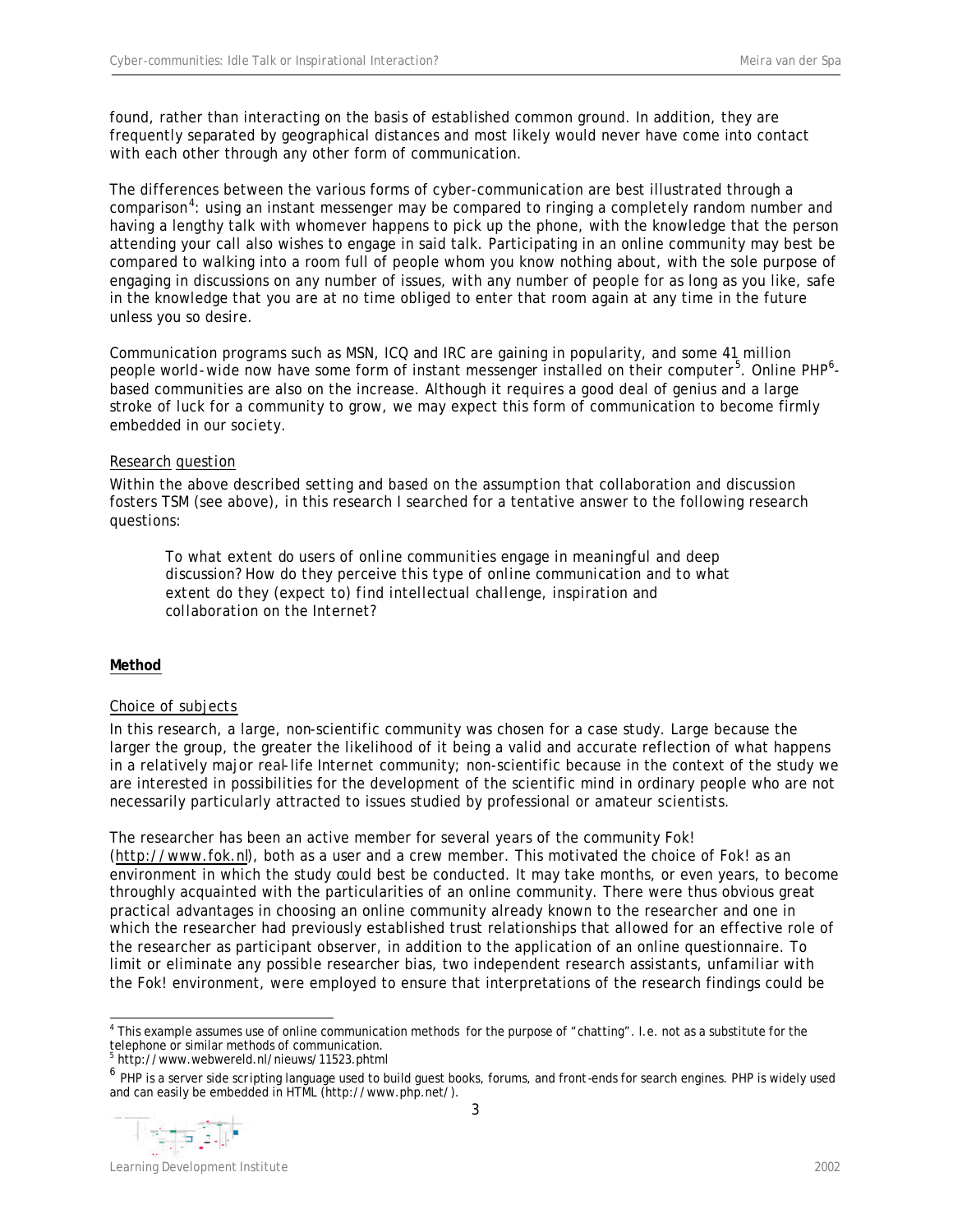found, rather than interacting on the basis of established common ground. In addition, they are frequently separated by geographical distances and most likely would never have come into contact with each other through any other form of communication.

The differences between the various forms of cyber-communication are best illustrated through a comparison[4]: using an instant messenger may be compared to ringing a completely random number and having a lengthy talk with whomever happens to pick up the phone, with the knowledge that the person attending your call also wishes to engage in said talk. Participating in an online community may best be compared to walking into a room full of people whom you know nothing about, with the sole purpose of engaging in discussions on any number of issues, with any number of people for as long as you like, safe in the knowledge that you are at no time obliged to enter that room again at any time in the future unless you so desire.

Communication programs such as MSN, ICQ and IRC are gaining in popularity, and some 41 million people world-wide now have some form of instant messenger installed on their computer[5]. Online PHP[6]-based communities are also on the increase. Although it requires a good deal of genius and a large stroke of luck for a community to grow, we may expect this form of communication to become firmly embedded in our society.

### Research question

Within the above described setting and based on the assumption that collaboration and discussion fosters TSM (see above), in this research I searched for a tentative answer to the following research questions:

> *To what extent do users of online communities engage in meaningful and deep discussion? How do they perceive this type of online communication and to what extent do they (expect to) find intellectual challenge, inspiration and collaboration on the Internet?*

## Method

### Choice of subjects

In this research, a large, non-scientific community was chosen for a case study. Large because the larger the group, the greater the likelihood of it being a valid and accurate reflection of what happens in a relatively major real-life Internet community; non-scientific because in the context of the study we are interested in possibilities for the development of the scientific mind in ordinary people who are not necessarily particularly attracted to issues studied by professional or amateur scientists.

The researcher has been an active member for several years of the community Fok! (http://www.fok.nl), both as a user and a crew member. This motivated the choice of Fok! as an environment in which the study could best be conducted. It may take months, or even years, to become throughly acquainted with the particularities of an online community. There were thus obvious great practical advantages in choosing an online community already known to the researcher and one in which the researcher had previously established trust relationships that allowed for an effective role of the researcher as participant observer, in addition to the application of an online questionnaire. To limit or eliminate any possible researcher bias, two independent research assistants, unfamiliar with the Fok! environment, were employed to ensure that interpretations of the research findings could be

[4] This example assumes use of online communication methods for the purpose of "chatting". I.e. not as a substitute for the telephone or similar methods of communication.

[5] http://www.webwereld.nl/nieuws/11523.phtml

[6] PHP is a server side scripting language used to build guest books, forums, and front-ends for search engines. PHP is widely used and can easily be embedded in HTML (http://www.php.net/).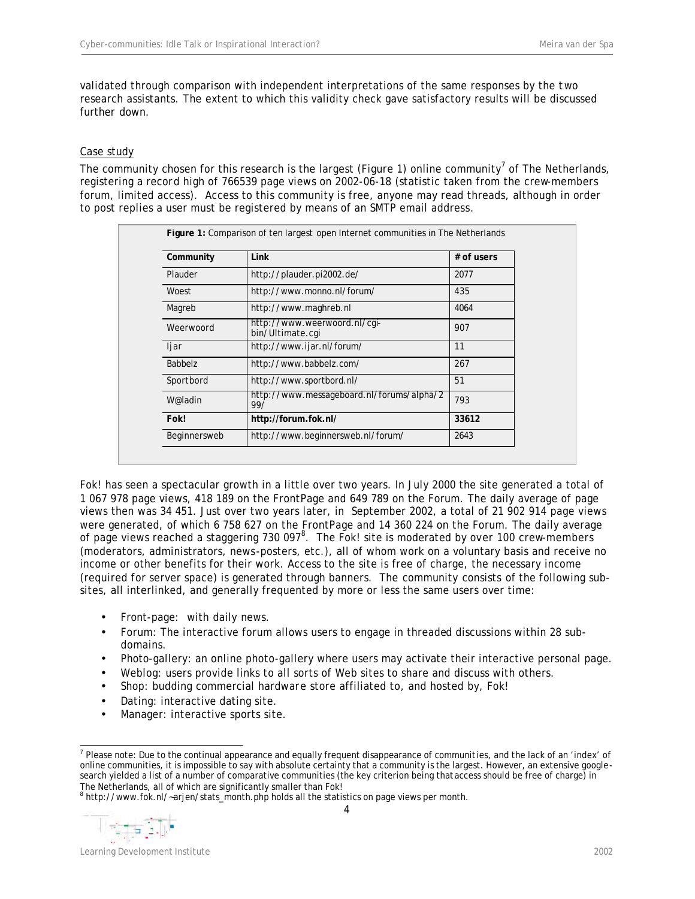validated through comparison with independent interpretations of the same responses by the two research assistants. The extent to which this validity check gave satisfactory results will be discussed further down.

### Case study

The community chosen for this research is the largest (Figure 1) online community[7] of The Netherlands, registering a record high of 766539 page views on 2002-06-18 (statistic taken from the crew-members forum, limited access). Access to this community is free, anyone may read threads, although in order to post replies a user must be registered by means of an SMTP email address.

**Figure 1:** Comparison of ten largest open Internet communities in The Netherlands

| Community | Link | # of users |
|---|---|---|
| Plauder | http://plauder.pi2002.de/ | 2077 |
| Woest | http://www.monno.nl/forum/ | 435 |
| Magreb | http://www.maghreb.nl | 4064 |
| Weerwoord | http://www.weerwoord.nl/cgi-bin/Ultimate.cgi | 907 |
| Ijar | http://www.ijar.nl/forum/ | 11 |
| Babbelz | http://www.babbelz.com/ | 267 |
| Sportbord | http://www.sportbord.nl/ | 51 |
| W@ladin | http://www.messageboard.nl/forums/alpha/299/ | 793 |
| **Fok!** | **http://forum.fok.nl/** | **33612** |
| Beginnersweb | http://www.beginnersweb.nl/forum/ | 2643 |

Fok! has seen a spectacular growth in a little over two years. In July 2000 the site generated a total of 1 067 978 page views, 418 189 on the FrontPage and 649 789 on the Forum. The daily average of page views then was 34 451. Just over two years later, in September 2002, a total of 21 902 914 page views were generated, of which 6 758 627 on the FrontPage and 14 360 224 on the Forum. The daily average of page views reached a staggering 730 097[8]. The Fok! site is moderated by over 100 crew-members (moderators, administrators, news-posters, etc.), all of whom work on a voluntary basis and receive no income or other benefits for their work. Access to the site is free of charge, the necessary income (required for server space) is generated through banners. The community consists of the following sub-sites, all interlinked, and generally frequented by more or less the same users over time:

- Front-page: with daily news.
- Forum: The interactive forum allows users to engage in threaded discussions within 28 sub-domains.
- Photo-gallery: an online photo-gallery where users may activate their interactive personal page.
- Weblog: users provide links to all sorts of Web sites to share and discuss with others.
- Shop: budding commercial hardware store affiliated to, and hosted by, Fok!
- Dating: interactive dating site.
- Manager: interactive sports site.

[7] Please note: Due to the continual appearance and equally frequent disappearance of communities, and the lack of an 'index' of online communities, it is impossible to say with absolute certainty that a community is the largest. However, an extensive google-search yielded a list of a number of comparative communities (the key criterion being that access should be free of charge) in The Netherlands, all of which are significantly smaller than Fok!

[8] http://www.fok.nl/~arjen/stats_month.php holds all the statistics on page views per month.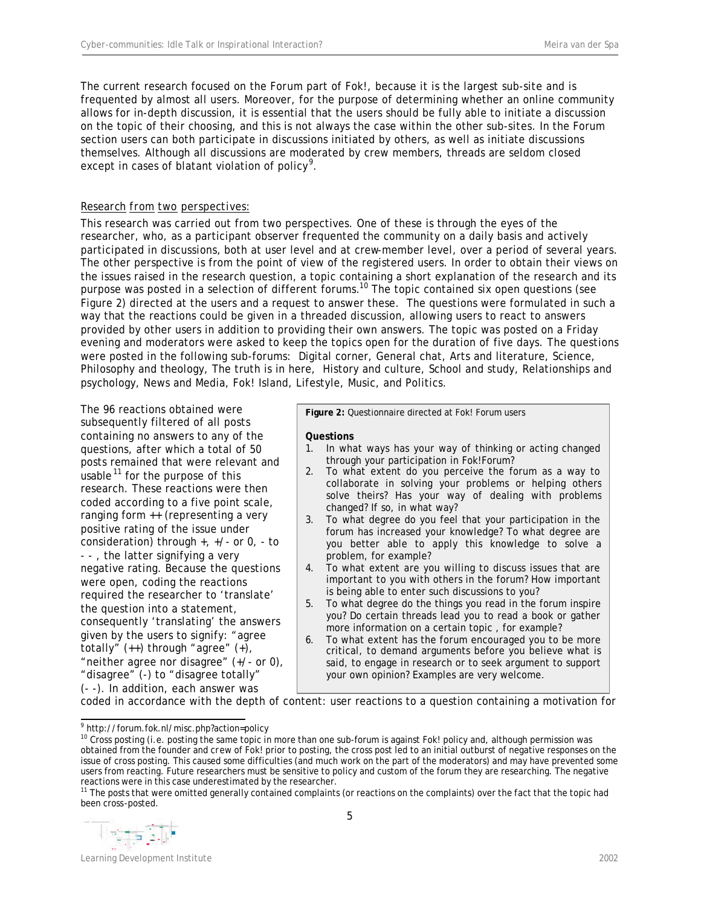The current research focused on the Forum part of Fok!, because it is the largest sub-site and is frequented by almost all users. Moreover, for the purpose of determining whether an online community allows for in-depth discussion, it is essential that the users should be fully able to initiate a discussion on the topic of their choosing, and this is not always the case within the other sub-sites. In the Forum section users can both participate in discussions initiated by others, as well as initiate discussions themselves. Although all discussions are moderated by crew members, threads are seldom closed except in cases of blatant violation of policy[9].

Research from two perspectives:

This research was carried out from two perspectives. One of these is through the eyes of the researcher, who, as a participant observer frequented the community on a daily basis and actively participated in discussions, both at user level and at crew-member level, over a period of several years. The other perspective is from the point of view of the registered users. In order to obtain their views on the issues raised in the research question, a topic containing a short explanation of the research and its purpose was posted in a selection of different forums.[10] The topic contained six open questions (see Figure 2) directed at the users and a request to answer these. The questions were formulated in such a way that the reactions could be given in a threaded discussion, allowing users to react to answers provided by other users in addition to providing their own answers. The topic was posted on a Friday evening and moderators were asked to keep the topics open for the duration of five days. The questions were posted in the following sub-forums: Digital corner, General chat, Arts and literature, Science, Philosophy and theology, The truth is in here, History and culture, School and study, Relationships and psychology, News and Media, Fok! Island, Lifestyle, Music, and Politics.

The 96 reactions obtained were subsequently filtered of all posts containing no answers to any of the questions, after which a total of 50 posts remained that were relevant and usable[11] for the purpose of this research. These reactions were then coded according to a five point scale, ranging form ++ (representing a very positive rating of the issue under consideration) through +, +/- or 0, - to - - , the latter signifying a very negative rating. Because the questions were open, coding the reactions required the researcher to 'translate' the question into a statement, consequently 'translating' the answers given by the users to signify: "agree totally" (++) through "agree" (+), "neither agree nor disagree" (+/- or 0), "disagree" (-) to "disagree totally" (- -). In addition, each answer was coded in accordance with the depth of content: user reactions to a question containing a motivation for

**Figure 2:** Questionnaire directed at Fok! Forum users

**Questions**

1. In what ways has your way of thinking or acting changed through your participation in Fok!Forum?
2. To what extent do you perceive the forum as a way to collaborate in solving your problems or helping others solve theirs? Has your way of dealing with problems changed? If so, in what way?
3. To what degree do you feel that your participation in the forum has increased your knowledge? To what degree are you better able to apply this knowledge to solve a problem, for example?
4. To what extent are you willing to discuss issues that are important to you with others in the forum? How important is being able to enter such discussions to you?
5. To what degree do the things you read in the forum inspire you? Do certain threads lead you to read a book or gather more information on a certain topic , for example?
6. To what extent has the forum encouraged you to be more critical, to demand arguments before you believe what is said, to engage in research or to seek argument to support your own opinion? Examples are very welcome.

[9] http://forum.fok.nl/misc.php?action=policy

[10] Cross posting (i.e. posting the same topic in more than one sub-forum is against Fok! policy and, although permission was obtained from the founder and crew of Fok! prior to posting, the cross post led to an initial outburst of negative responses on the issue of cross posting. This caused some difficulties (and much work on the part of the moderators) and may have prevented some users from reacting. Future researchers must be sensitive to policy and custom of the forum they are researching. The negative reactions were in this case underestimated by the researcher.

[11] The posts that were omitted generally contained complaints (or reactions on the complaints) over the fact that the topic had been cross-posted.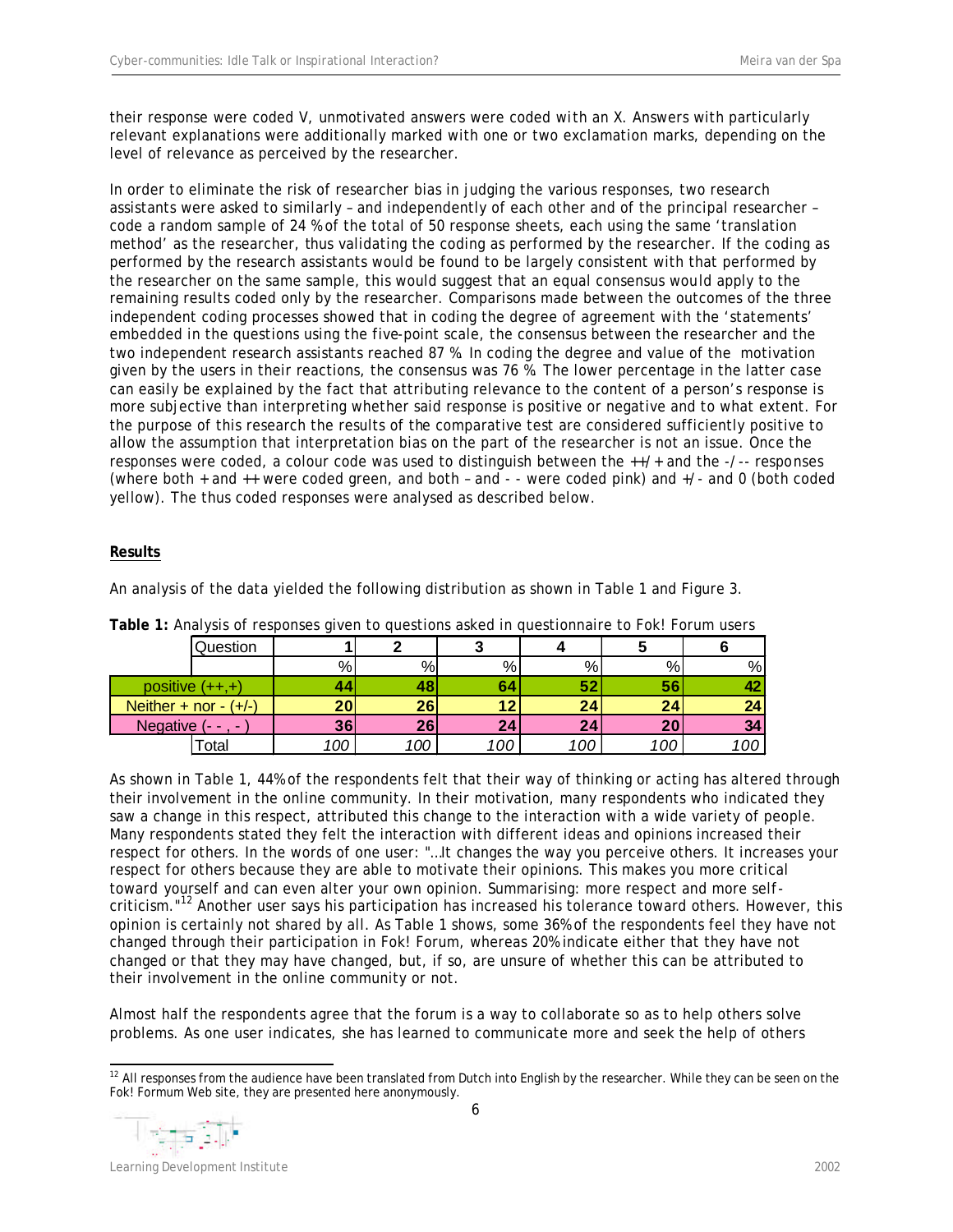their response were coded V, unmotivated answers were coded with an X. Answers with particularly relevant explanations were additionally marked with one or two exclamation marks, depending on the level of relevance as perceived by the researcher.

In order to eliminate the risk of researcher bias in judging the various responses, two research assistants were asked to similarly – and independently of each other and of the principal researcher – code a random sample of 24 % of the total of 50 response sheets, each using the same 'translation method' as the researcher, thus validating the coding as performed by the researcher. If the coding as performed by the research assistants would be found to be largely consistent with that performed by the researcher on the same sample, this would suggest that an equal consensus would apply to the remaining results coded only by the researcher. Comparisons made between the outcomes of the three independent coding processes showed that in coding the degree of agreement with the 'statements' embedded in the questions using the five-point scale, the consensus between the researcher and the two independent research assistants reached 87 %. In coding the degree and value of the motivation given by the users in their reactions, the consensus was 76 %. The lower percentage in the latter case can easily be explained by the fact that attributing relevance to the content of a person's response is more subjective than interpreting whether said response is positive or negative and to what extent. For the purpose of this research the results of the comparative test are considered sufficiently positive to allow the assumption that interpretation bias on the part of the researcher is not an issue. Once the responses were coded, a colour code was used to distinguish between the ++/+ and the -/-- responses (where both + and ++ were coded green, and both – and - - were coded pink) and +/- and 0 (both coded yellow). The thus coded responses were analysed as described below.

## Results

An analysis of the data yielded the following distribution as shown in Table 1 and Figure 3.

**Table 1:** Analysis of responses given to questions asked in questionnaire to Fok! Forum users

| Question | 1 | 2 | 3 | 4 | 5 | 6 |
|---|---|---|---|---|---|---|
| | % | % | % | % | % | % |
| positive (++,+) | **44** | **48** | **64** | **52** | **56** | **42** |
| Neither + nor - (+/-) | **20** | **26** | **12** | **24** | **24** | **24** |
| Negative (- - , - ) | **36** | **26** | **24** | **24** | **20** | **34** |
| Total | *100* | *100* | *100* | *100* | *100* | *100* |

As shown in Table 1, 44% of the respondents felt that their way of thinking or acting has altered through their involvement in the online community. In their motivation, many respondents who indicated they saw a change in this respect, attributed this change to the interaction with a wide variety of people. Many respondents stated they felt the interaction with different ideas and opinions increased their respect for others. In the words of one user: "…It changes the way you perceive others. It increases your respect for others because they are able to motivate their opinions. This makes you more critical toward yourself and can even alter your own opinion. Summarising: more respect and more self-criticism."[12] Another user says his participation has increased his tolerance toward others. However, this opinion is certainly not shared by all. As Table 1 shows, some 36% of the respondents feel they have not changed through their participation in Fok! Forum, whereas 20% indicate either that they have not changed or that they may have changed, but, if so, are unsure of whether this can be attributed to their involvement in the online community or not.

Almost half the respondents agree that the forum is a way to collaborate so as to help others solve problems. As one user indicates, she has learned to communicate more and seek the help of others

[12] All responses from the audience have been translated from Dutch into English by the researcher. While they can be seen on the Fok! Formum Web site, they are presented here anonymously.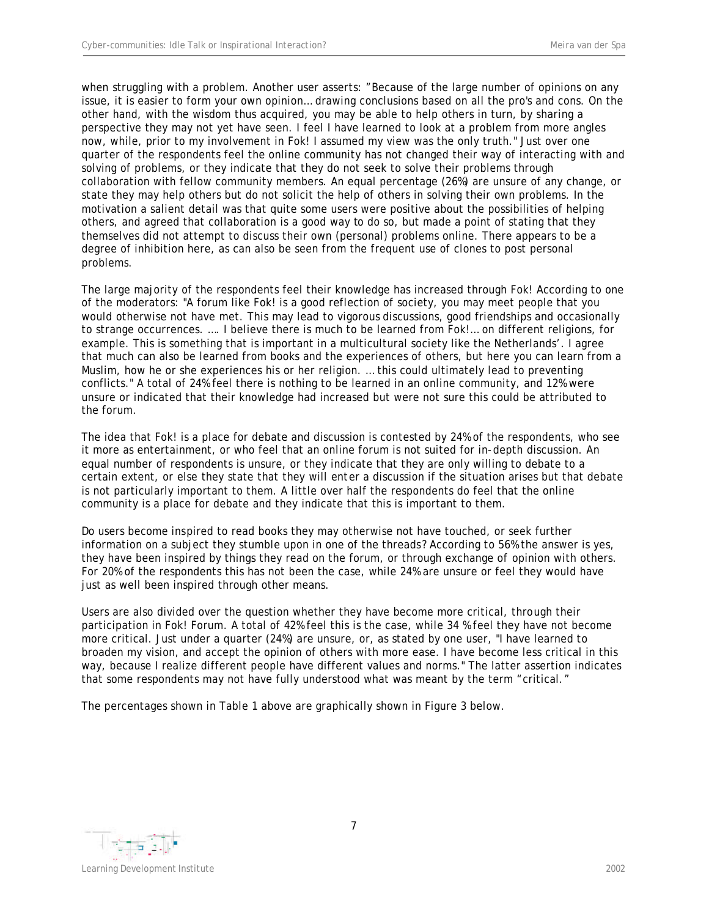when struggling with a problem. Another user asserts: "Because of the large number of opinions on any issue, it is easier to form your own opinion… drawing conclusions based on all the pro's and cons. On the other hand, with the wisdom thus acquired, you may be able to help others in turn, by sharing a perspective they may not yet have seen. I feel I have learned to look at a problem from more angles now, while, prior to my involvement in Fok! I assumed my view was the only truth." Just over one quarter of the respondents feel the online community has not changed their way of interacting with and solving of problems, or they indicate that they do not seek to solve their problems through collaboration with fellow community members. An equal percentage (26%) are unsure of any change, or state they may help others but do not solicit the help of others in solving their own problems. In the motivation a salient detail was that quite some users were positive about the possibilities of helping others, and agreed that collaboration is a good way to do so, but made a point of stating that they themselves did not attempt to discuss their own (personal) problems online. There appears to be a degree of inhibition here, as can also be seen from the frequent use of clones to post personal problems.

The large majority of the respondents feel their knowledge has increased through Fok! According to one of the moderators: "A forum like Fok! is a good reflection of society, you may meet people that you would otherwise not have met. This may lead to vigorous discussions, good friendships and occasionally to strange occurrences. …. I believe there is much to be learned from Fok!… on different religions, for example. This is something that is important in a multicultural society like the Netherlands'. I agree that much can also be learned from books and the experiences of others, but here you can learn from a Muslim, how he or she experiences his or her religion. … this could ultimately lead to preventing conflicts." A total of 24% feel there is nothing to be learned in an online community, and 12% were unsure or indicated that their knowledge had increased but were not sure this could be attributed to the forum.

The idea that Fok! is a place for debate and discussion is contested by 24% of the respondents, who see it more as entertainment, or who feel that an online forum is not suited for in-depth discussion. An equal number of respondents is unsure, or they indicate that they are only willing to debate to a certain extent, or else they state that they will enter a discussion if the situation arises but that debate is not particularly important to them. A little over half the respondents do feel that the online community is a place for debate and they indicate that this is important to them.

Do users become inspired to read books they may otherwise not have touched, or seek further information on a subject they stumble upon in one of the threads? According to 56% the answer is yes, they have been inspired by things they read on the forum, or through exchange of opinion with others. For 20% of the respondents this has not been the case, while 24% are unsure or feel they would have just as well been inspired through other means.

Users are also divided over the question whether they have become more critical, through their participation in Fok! Forum. A total of 42% feel this is the case, while 34 % feel they have not become more critical. Just under a quarter (24%) are unsure, or, as stated by one user, "I have learned to broaden my vision, and accept the opinion of others with more ease. I have become less critical in this way, because I realize different people have different values and norms." The latter assertion indicates that some respondents may not have fully understood what was meant by the term "critical."

The percentages shown in Table 1 above are graphically shown in Figure 3 below.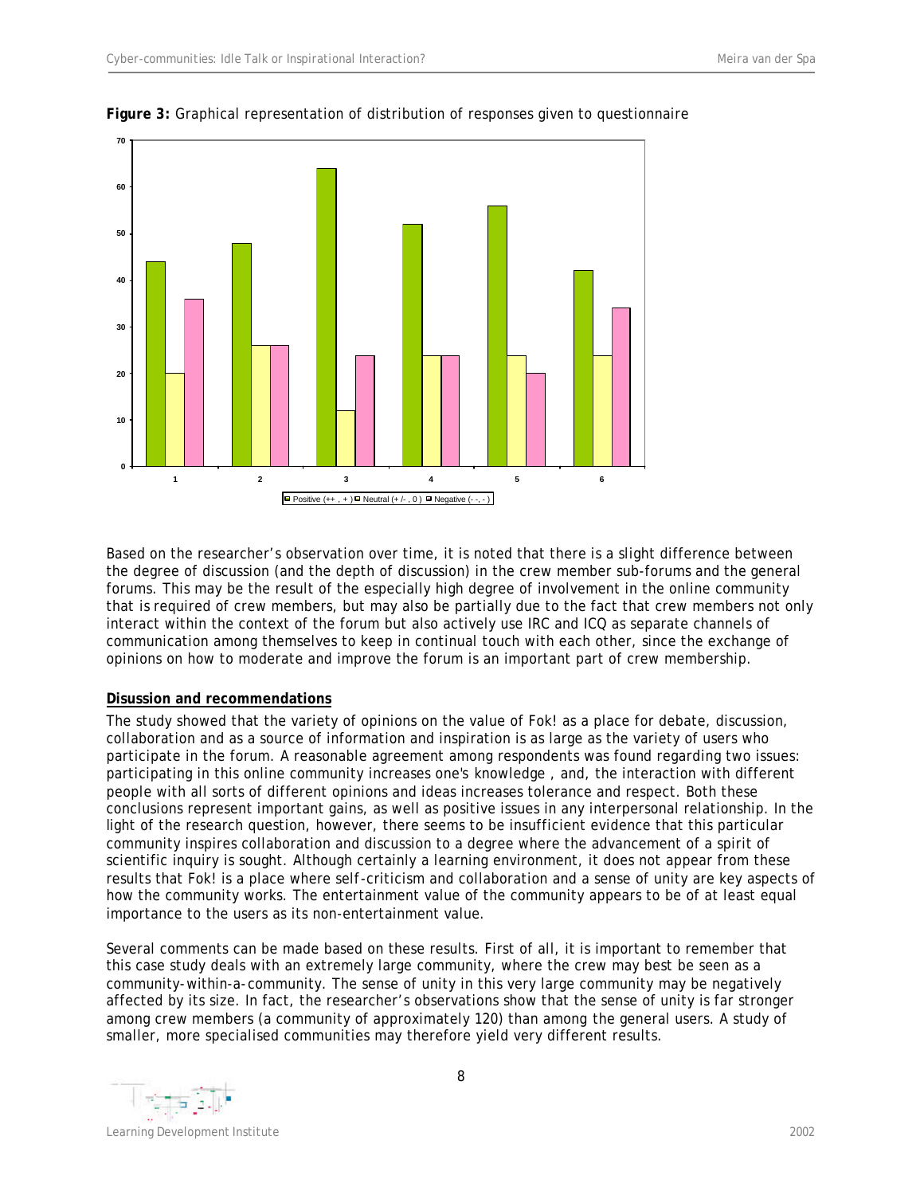**Figure 3:** Graphical representation of distribution of responses given to questionnaire

Based on the researcher's observation over time, it is noted that there is a slight difference between the degree of discussion (and the depth of discussion) in the crew member sub-forums and the general forums. This may be the result of the especially high degree of involvement in the online community that is required of crew members, but may also be partially due to the fact that crew members not only interact within the context of the forum but also actively use IRC and ICQ as separate channels of communication among themselves to keep in continual touch with each other, since the exchange of opinions on how to moderate and improve the forum is an important part of crew membership.

**Disussion and recommendations**

The study showed that the variety of opinions on the value of Fok! as a place for debate, discussion, collaboration and as a source of information and inspiration is as large as the variety of users who participate in the forum. A reasonable agreement among respondents was found regarding two issues: participating in this online community increases one's knowledge , and, the interaction with different people with all sorts of different opinions and ideas increases tolerance and respect. Both these conclusions represent important gains, as well as positive issues in any interpersonal relationship. In the light of the research question, however, there seems to be insufficient evidence that this particular community inspires collaboration and discussion to a degree where the advancement of a spirit of scientific inquiry is sought. Although certainly a learning environment, it does not appear from these results that Fok! is a place where self-criticism and collaboration and a sense of unity are key aspects of how the community works. The entertainment value of the community appears to be of at least equal importance to the users as its non-entertainment value.

Several comments can be made based on these results. First of all, it is important to remember that this case study deals with an extremely large community, where the crew may best be seen as a community-within-a-community. The sense of unity in this very large community may be negatively affected by its size. In fact, the researcher's observations show that the sense of unity is far stronger among crew members (a community of approximately 120) than among the general users. A study of smaller, more specialised communities may therefore yield very different results.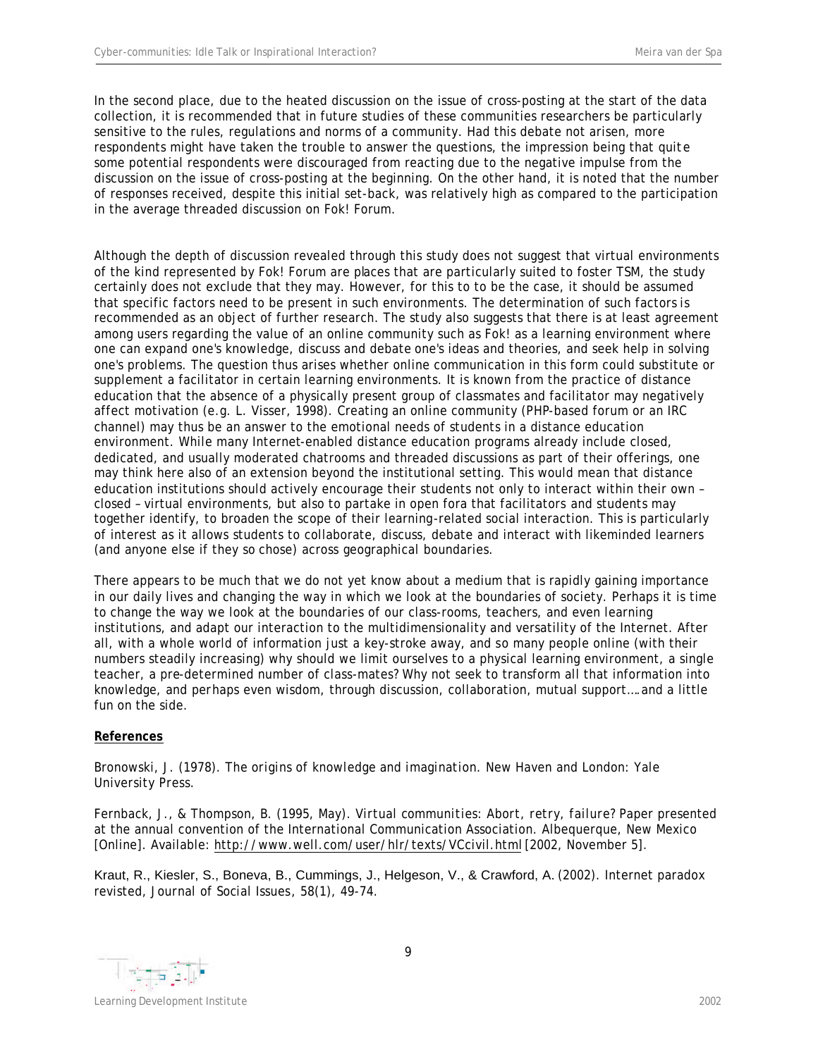In the second place, due to the heated discussion on the issue of cross-posting at the start of the data collection, it is recommended that in future studies of these communities researchers be particularly sensitive to the rules, regulations and norms of a community. Had this debate not arisen, more respondents might have taken the trouble to answer the questions, the impression being that quite some potential respondents were discouraged from reacting due to the negative impulse from the discussion on the issue of cross-posting at the beginning. On the other hand, it is noted that the number of responses received, despite this initial set-back, was relatively high as compared to the participation in the average threaded discussion on Fok! Forum.

Although the depth of discussion revealed through this study does not suggest that virtual environments of the kind represented by Fok! Forum are places that are particularly suited to foster TSM, the study certainly does not exclude that they may. However, for this to to be the case, it should be assumed that specific factors need to be present in such environments. The determination of such factors is recommended as an object of further research. The study also suggests that there is at least agreement among users regarding the value of an online community such as Fok! as a learning environment where one can expand one's knowledge, discuss and debate one's ideas and theories, and seek help in solving one's problems. The question thus arises whether online communication in this form could substitute or supplement a facilitator in certain learning environments. It is known from the practice of distance education that the absence of a physically present group of classmates and facilitator may negatively affect motivation (e.g. L. Visser, 1998). Creating an online community (PHP-based forum or an IRC channel) may thus be an answer to the emotional needs of students in a distance education environment. While many Internet-enabled distance education programs already include closed, dedicated, and usually moderated chatrooms and threaded discussions as part of their offerings, one may think here also of an extension beyond the institutional setting. This would mean that distance education institutions should actively encourage their students not only to interact within their own – closed – virtual environments, but also to partake in open fora that facilitators and students may together identify, to broaden the scope of their learning-related social interaction. This is particularly of interest as it allows students to collaborate, discuss, debate and interact with likeminded learners (and anyone else if they so chose) across geographical boundaries.

There appears to be much that we do not yet know about a medium that is rapidly gaining importance in our daily lives and changing the way in which we look at the boundaries of society. Perhaps it is time to change the way we look at the boundaries of our class-rooms, teachers, and even learning institutions, and adapt our interaction to the multidimensionality and versatility of the Internet. After all, with a whole world of information just a key-stroke away, and so many people online (with their numbers steadily increasing) why should we limit ourselves to a physical learning environment, a single teacher, a pre-determined number of class-mates? Why not seek to transform all that information into knowledge, and perhaps even wisdom, through discussion, collaboration, mutual support….and a little fun on the side.

**References**

Bronowski, J. (1978). *The origins of knowledge and imagination*. New Haven and London: Yale University Press.

Fernback, J., & Thompson, B. (1995, May). *Virtual communities: Abort, retry, failure?* Paper presented at the annual convention of the International Communication Association. Albequerque, New Mexico [Online]. Available: http://www.well.com/user/hlr/texts/VCcivil.html [2002, November 5].

Kraut, R., Kiesler, S., Boneva, B., Cummings, J., Helgeson, V., & Crawford, A. (2002). Internet paradox revisted, *Journal of Social Issues*, 58(1), 49-74.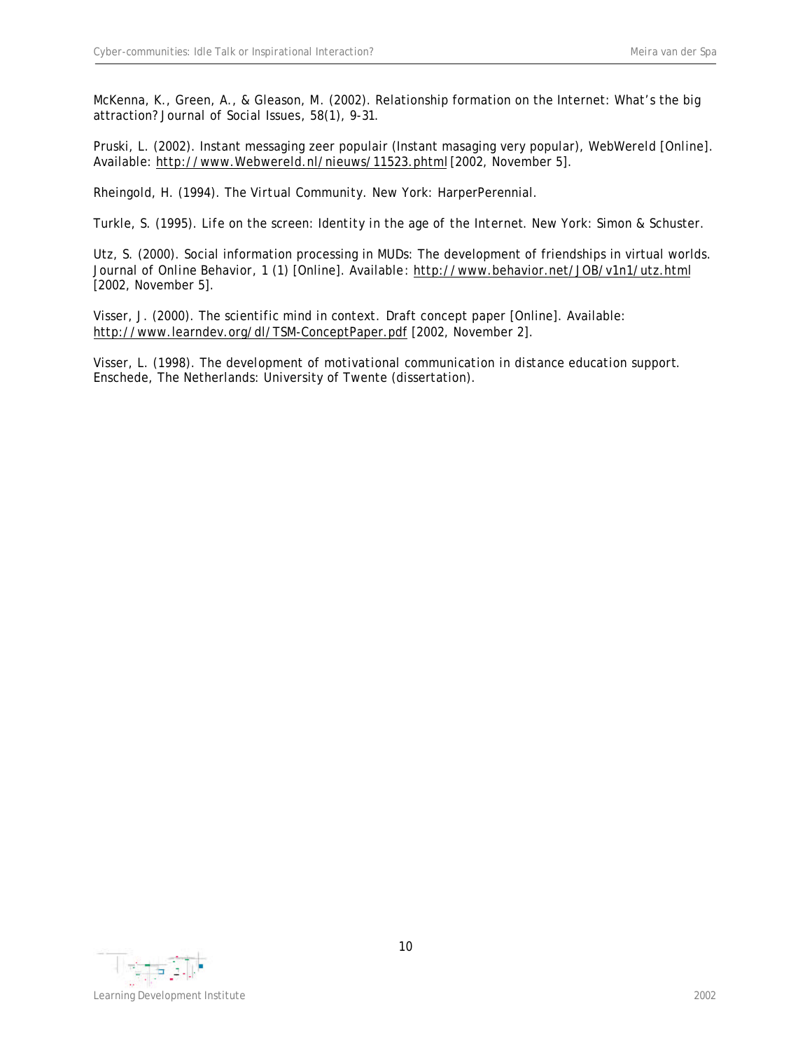McKenna, K., Green, A., & Gleason, M. (2002). Relationship formation on the Internet: What's the big attraction? *Journal of Social Issues, 58*(1), 9-31.

Pruski, L. (2002). Instant messaging zeer populair (Instant masaging very popular), WebWereld [Online]. Available: http://www.Webwereld.nl/nieuws/11523.phtml [2002, November 5].

Rheingold, H. (1994). *The Virtual Community*. New York: HarperPerennial.

Turkle, S. (1995). *Life on the screen: Identity in the age of the Internet*. New York: Simon & Schuster.

Utz, S. (2000). Social information processing in MUDs: The development of friendships in virtual worlds. *Journal of Online Behavior, 1* (1) [Online]. Available: http://www.behavior.net/JOB/v1n1/utz.html [2002, November 5].

Visser, J. (2000). *The scientific mind in context*. Draft concept paper [Online]. Available: http://www.learndev.org/dl/TSM-ConceptPaper.pdf [2002, November 2].

Visser, L. (1998). *The development of motivational communication in distance education support*. Enschede, The Netherlands: University of Twente (dissertation).